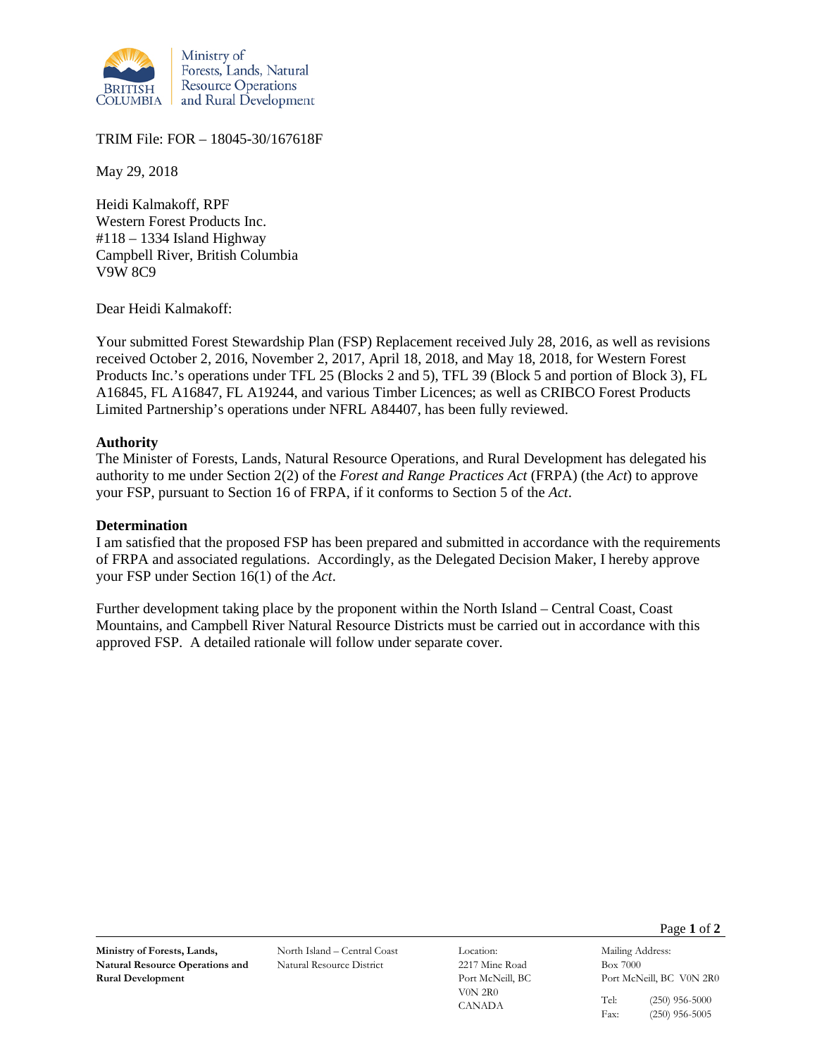Ministry of Forests, Lands, Natural Resource Operations and Rural Development

TRIM File: FOR – 18045-30/167618F

May 29, 2018

Heidi Kalmakoff, RPF
Western Forest Products Inc.
#118 – 1334 Island Highway
Campbell River, British Columbia
V9W 8C9

Dear Heidi Kalmakoff:

Your submitted Forest Stewardship Plan (FSP) Replacement received July 28, 2016, as well as revisions received October 2, 2016, November 2, 2017, April 18, 2018, and May 18, 2018, for Western Forest Products Inc.'s operations under TFL 25 (Blocks 2 and 5), TFL 39 (Block 5 and portion of Block 3), FL A16845, FL A16847, FL A19244, and various Timber Licences; as well as CRIBCO Forest Products Limited Partnership's operations under NFRL A84407, has been fully reviewed.

**Authority**

The Minister of Forests, Lands, Natural Resource Operations, and Rural Development has delegated his authority to me under Section 2(2) of the *Forest and Range Practices Act* (FRPA) (the *Act*) to approve your FSP, pursuant to Section 16 of FRPA, if it conforms to Section 5 of the *Act*.

**Determination**

I am satisfied that the proposed FSP has been prepared and submitted in accordance with the requirements of FRPA and associated regulations. Accordingly, as the Delegated Decision Maker, I hereby approve your FSP under Section 16(1) of the *Act*.

Further development taking place by the proponent within the North Island – Central Coast, Coast Mountains, and Campbell River Natural Resource Districts must be carried out in accordance with this approved FSP. A detailed rationale will follow under separate cover.

**Ministry of Forests, Lands, Natural Resource Operations and Rural Development**
North Island – Central Coast Natural Resource District
Location: 2217 Mine Road, Port McNeill, BC V0N 2R0 CANADA
Mailing Address: Box 7000, Port McNeill, BC V0N 2R0
Tel: (250) 956-5000
Fax: (250) 956-5005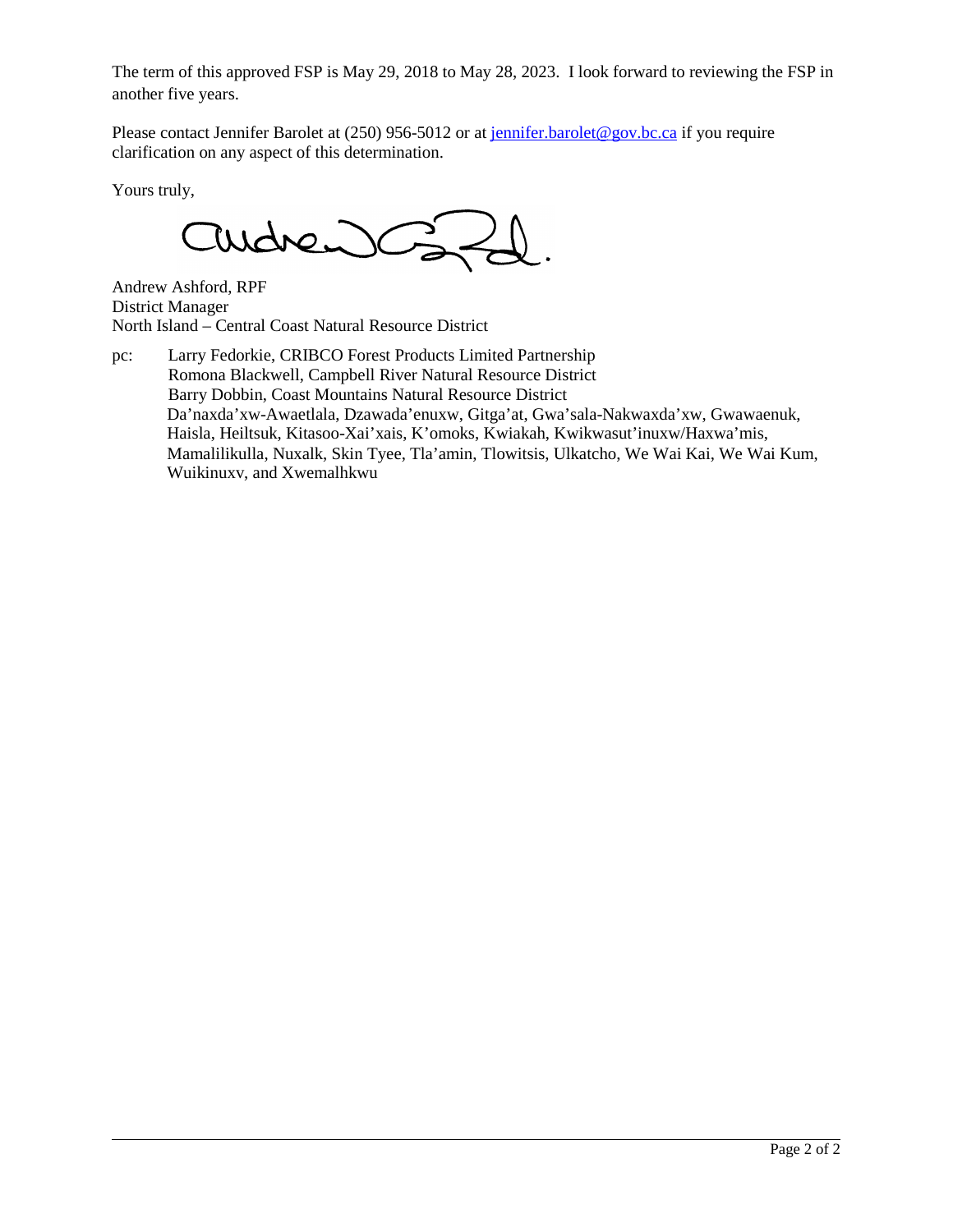The term of this approved FSP is May 29, 2018 to May 28, 2023. I look forward to reviewing the FSP in another five years.

Please contact Jennifer Barolet at (250) 956-5012 or at jennifer.barolet@gov.bc.ca if you require clarification on any aspect of this determination.

Yours truly,

Andrew Ashford, RPF
District Manager
North Island – Central Coast Natural Resource District

pc: Larry Fedorkie, CRIBCO Forest Products Limited Partnership
Romona Blackwell, Campbell River Natural Resource District
Barry Dobbin, Coast Mountains Natural Resource District
Da'naxda'xw-Awaetlala, Dzawada'enuxw, Gitga'at, Gwa'sala-Nakwaxda'xw, Gwawaenuk, Haisla, Heiltsuk, Kitasoo-Xai'xais, K'omoks, Kwiakah, Kwikwasut'inuxw/Haxwa'mis, Mamalilikulla, Nuxalk, Skin Tyee, Tla'amin, Tlowitsis, Ulkatcho, We Wai Kai, We Wai Kum, Wuikinuxv, and Xwemalhkwu